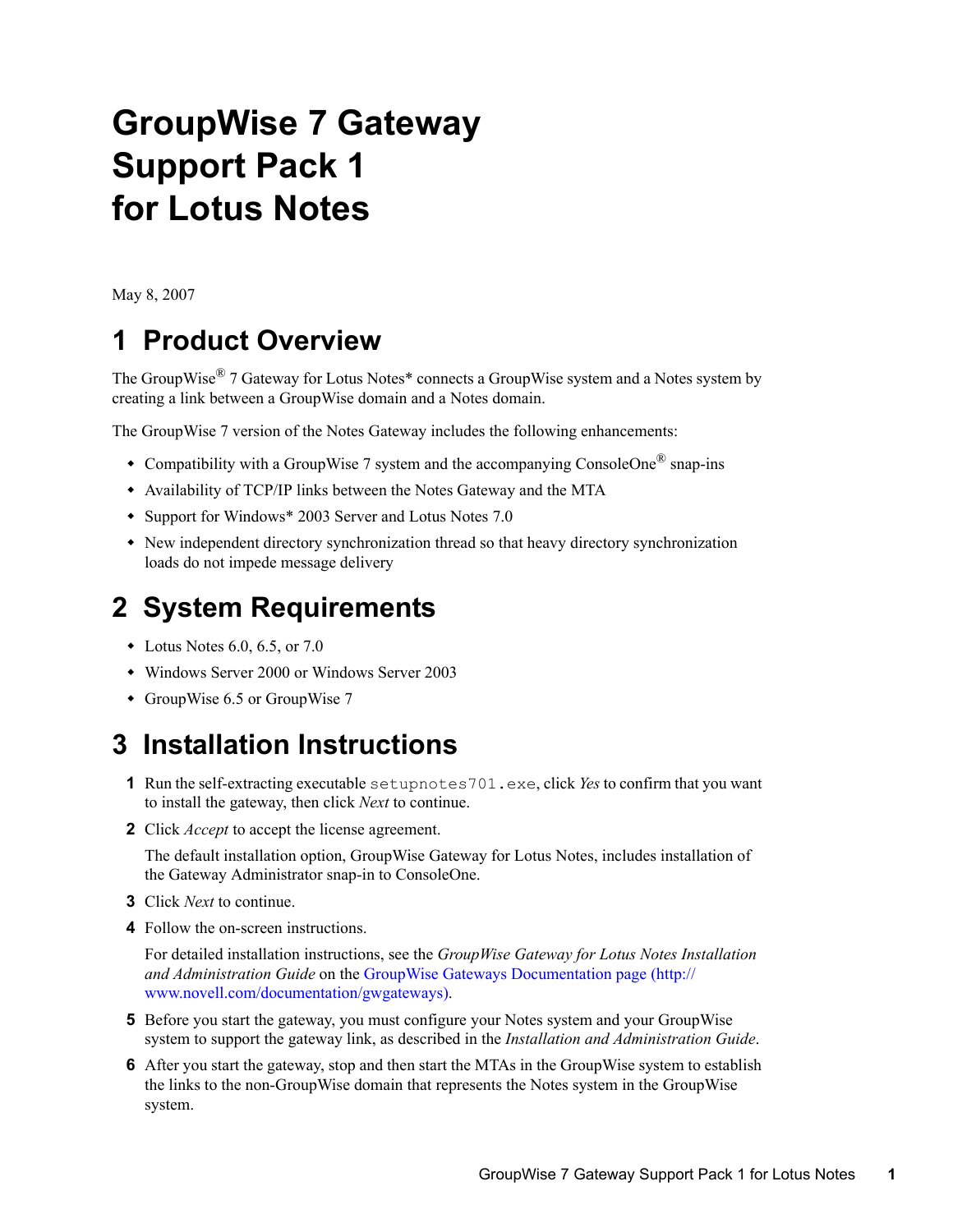# GroupWise 7 Gateway Support Pack 1 for Lotus Notes

May 8, 2007

## 1 Product Overview

The GroupWise® 7 Gateway for Lotus Notes* connects a GroupWise system and a Notes system by creating a link between a GroupWise domain and a Notes domain.

The GroupWise 7 version of the Notes Gateway includes the following enhancements:

- Compatibility with a GroupWise 7 system and the accompanying ConsoleOne® snap-ins
- Availability of TCP/IP links between the Notes Gateway and the MTA
- Support for Windows* 2003 Server and Lotus Notes 7.0
- New independent directory synchronization thread so that heavy directory synchronization loads do not impede message delivery

## 2 System Requirements

- Lotus Notes 6.0, 6.5, or 7.0
- Windows Server 2000 or Windows Server 2003
- GroupWise 6.5 or GroupWise 7

## 3 Installation Instructions

1. Run the self-extracting executable `setupnotes701.exe`, click *Yes* to confirm that you want to install the gateway, then click *Next* to continue.
2. Click *Accept* to accept the license agreement.

   The default installation option, GroupWise Gateway for Lotus Notes, includes installation of the Gateway Administrator snap-in to ConsoleOne.
3. Click *Next* to continue.
4. Follow the on-screen instructions.

   For detailed installation instructions, see the *GroupWise Gateway for Lotus Notes Installation and Administration Guide* on the GroupWise Gateways Documentation page (http://www.novell.com/documentation/gwgateways).
5. Before you start the gateway, you must configure your Notes system and your GroupWise system to support the gateway link, as described in the *Installation and Administration Guide*.
6. After you start the gateway, stop and then start the MTAs in the GroupWise system to establish the links to the non-GroupWise domain that represents the Notes system in the GroupWise system.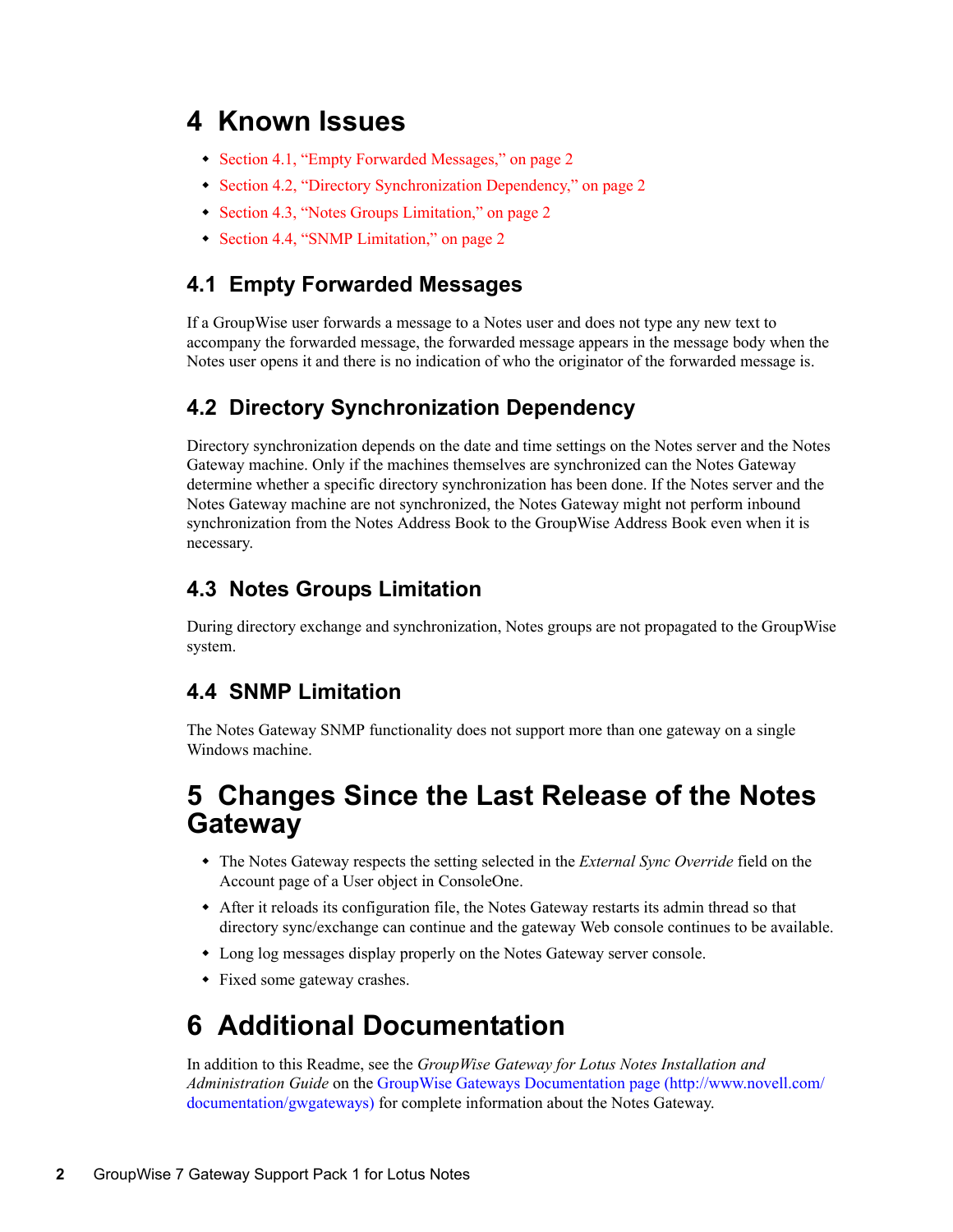# 4 Known Issues

- Section 4.1, "Empty Forwarded Messages," on page 2
- Section 4.2, "Directory Synchronization Dependency," on page 2
- Section 4.3, "Notes Groups Limitation," on page 2
- Section 4.4, "SNMP Limitation," on page 2

## 4.1 Empty Forwarded Messages

If a GroupWise user forwards a message to a Notes user and does not type any new text to accompany the forwarded message, the forwarded message appears in the message body when the Notes user opens it and there is no indication of who the originator of the forwarded message is.

## 4.2 Directory Synchronization Dependency

Directory synchronization depends on the date and time settings on the Notes server and the Notes Gateway machine. Only if the machines themselves are synchronized can the Notes Gateway determine whether a specific directory synchronization has been done. If the Notes server and the Notes Gateway machine are not synchronized, the Notes Gateway might not perform inbound synchronization from the Notes Address Book to the GroupWise Address Book even when it is necessary.

## 4.3 Notes Groups Limitation

During directory exchange and synchronization, Notes groups are not propagated to the GroupWise system.

## 4.4 SNMP Limitation

The Notes Gateway SNMP functionality does not support more than one gateway on a single Windows machine.

# 5 Changes Since the Last Release of the Notes Gateway

- The Notes Gateway respects the setting selected in the *External Sync Override* field on the Account page of a User object in ConsoleOne.
- After it reloads its configuration file, the Notes Gateway restarts its admin thread so that directory sync/exchange can continue and the gateway Web console continues to be available.
- Long log messages display properly on the Notes Gateway server console.
- Fixed some gateway crashes.

# 6 Additional Documentation

In addition to this Readme, see the *GroupWise Gateway for Lotus Notes Installation and Administration Guide* on the GroupWise Gateways Documentation page (http://www.novell.com/documentation/gwgateways) for complete information about the Notes Gateway.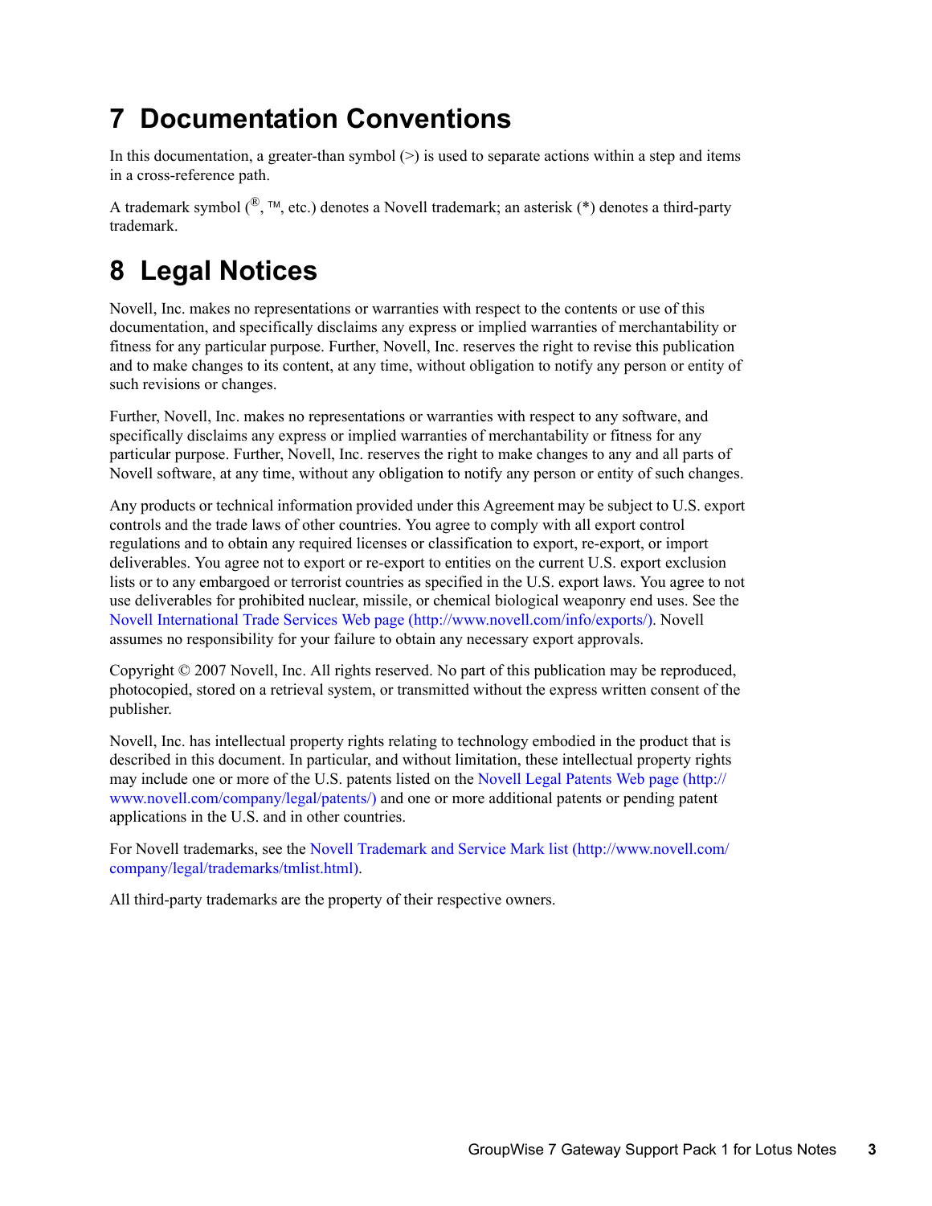## 7 Documentation Conventions

In this documentation, a greater-than symbol (>) is used to separate actions within a step and items in a cross-reference path.

A trademark symbol (®, ™, etc.) denotes a Novell trademark; an asterisk (*) denotes a third-party trademark.

## 8 Legal Notices

Novell, Inc. makes no representations or warranties with respect to the contents or use of this documentation, and specifically disclaims any express or implied warranties of merchantability or fitness for any particular purpose. Further, Novell, Inc. reserves the right to revise this publication and to make changes to its content, at any time, without obligation to notify any person or entity of such revisions or changes.

Further, Novell, Inc. makes no representations or warranties with respect to any software, and specifically disclaims any express or implied warranties of merchantability or fitness for any particular purpose. Further, Novell, Inc. reserves the right to make changes to any and all parts of Novell software, at any time, without any obligation to notify any person or entity of such changes.

Any products or technical information provided under this Agreement may be subject to U.S. export controls and the trade laws of other countries. You agree to comply with all export control regulations and to obtain any required licenses or classification to export, re-export, or import deliverables. You agree not to export or re-export to entities on the current U.S. export exclusion lists or to any embargoed or terrorist countries as specified in the U.S. export laws. You agree to not use deliverables for prohibited nuclear, missile, or chemical biological weaponry end uses. See the Novell International Trade Services Web page (http://www.novell.com/info/exports/). Novell assumes no responsibility for your failure to obtain any necessary export approvals.

Copyright © 2007 Novell, Inc. All rights reserved. No part of this publication may be reproduced, photocopied, stored on a retrieval system, or transmitted without the express written consent of the publisher.

Novell, Inc. has intellectual property rights relating to technology embodied in the product that is described in this document. In particular, and without limitation, these intellectual property rights may include one or more of the U.S. patents listed on the Novell Legal Patents Web page (http://www.novell.com/company/legal/patents/) and one or more additional patents or pending patent applications in the U.S. and in other countries.

For Novell trademarks, see the Novell Trademark and Service Mark list (http://www.novell.com/company/legal/trademarks/tmlist.html).

All third-party trademarks are the property of their respective owners.